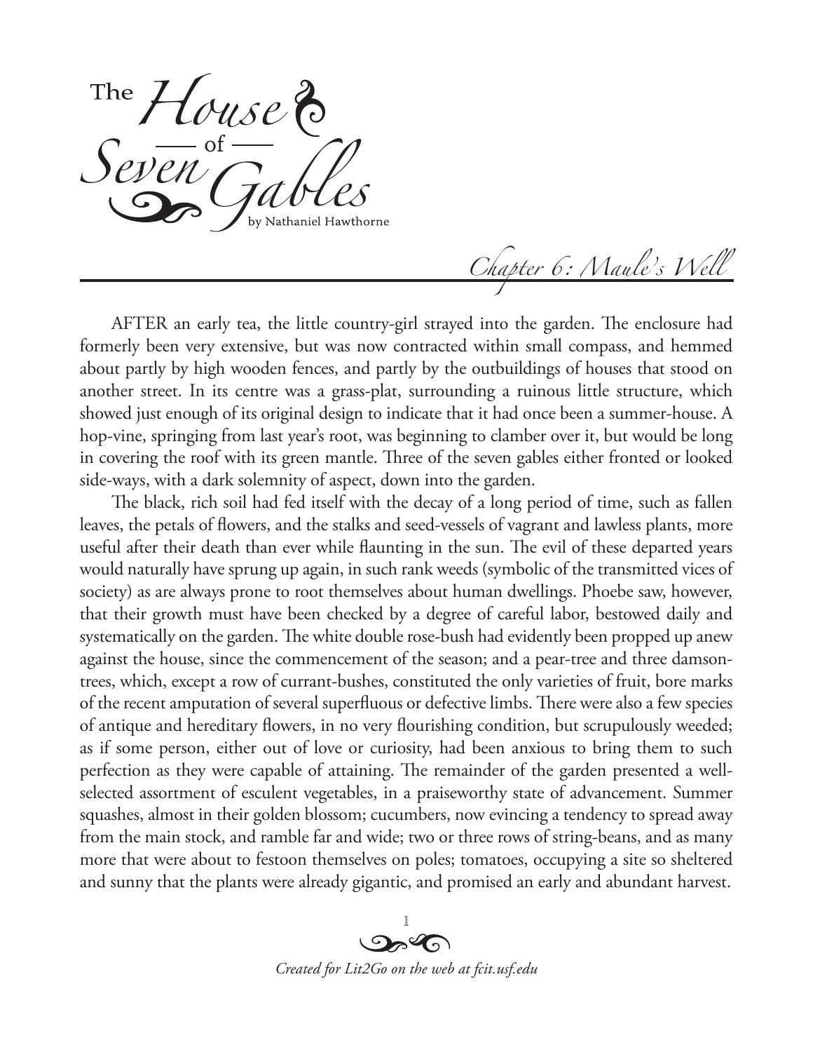# The House of Seven Gables

by Nathaniel Hawthorne

## Chapter 6: Maule's Well

AFTER an early tea, the little country-girl strayed into the garden. The enclosure had formerly been very extensive, but was now contracted within small compass, and hemmed about partly by high wooden fences, and partly by the outbuildings of houses that stood on another street. In its centre was a grass-plat, surrounding a ruinous little structure, which showed just enough of its original design to indicate that it had once been a summer-house. A hop-vine, springing from last year's root, was beginning to clamber over it, but would be long in covering the roof with its green mantle. Three of the seven gables either fronted or looked side-ways, with a dark solemnity of aspect, down into the garden.

The black, rich soil had fed itself with the decay of a long period of time, such as fallen leaves, the petals of flowers, and the stalks and seed-vessels of vagrant and lawless plants, more useful after their death than ever while flaunting in the sun. The evil of these departed years would naturally have sprung up again, in such rank weeds (symbolic of the transmitted vices of society) as are always prone to root themselves about human dwellings. Phoebe saw, however, that their growth must have been checked by a degree of careful labor, bestowed daily and systematically on the garden. The white double rose-bush had evidently been propped up anew against the house, since the commencement of the season; and a pear-tree and three damson-trees, which, except a row of currant-bushes, constituted the only varieties of fruit, bore marks of the recent amputation of several superfluous or defective limbs. There were also a few species of antique and hereditary flowers, in no very flourishing condition, but scrupulously weeded; as if some person, either out of love or curiosity, had been anxious to bring them to such perfection as they were capable of attaining. The remainder of the garden presented a well-selected assortment of esculent vegetables, in a praiseworthy state of advancement. Summer squashes, almost in their golden blossom; cucumbers, now evincing a tendency to spread away from the main stock, and ramble far and wide; two or three rows of string-beans, and as many more that were about to festoon themselves on poles; tomatoes, occupying a site so sheltered and sunny that the plants were already gigantic, and promised an early and abundant harvest.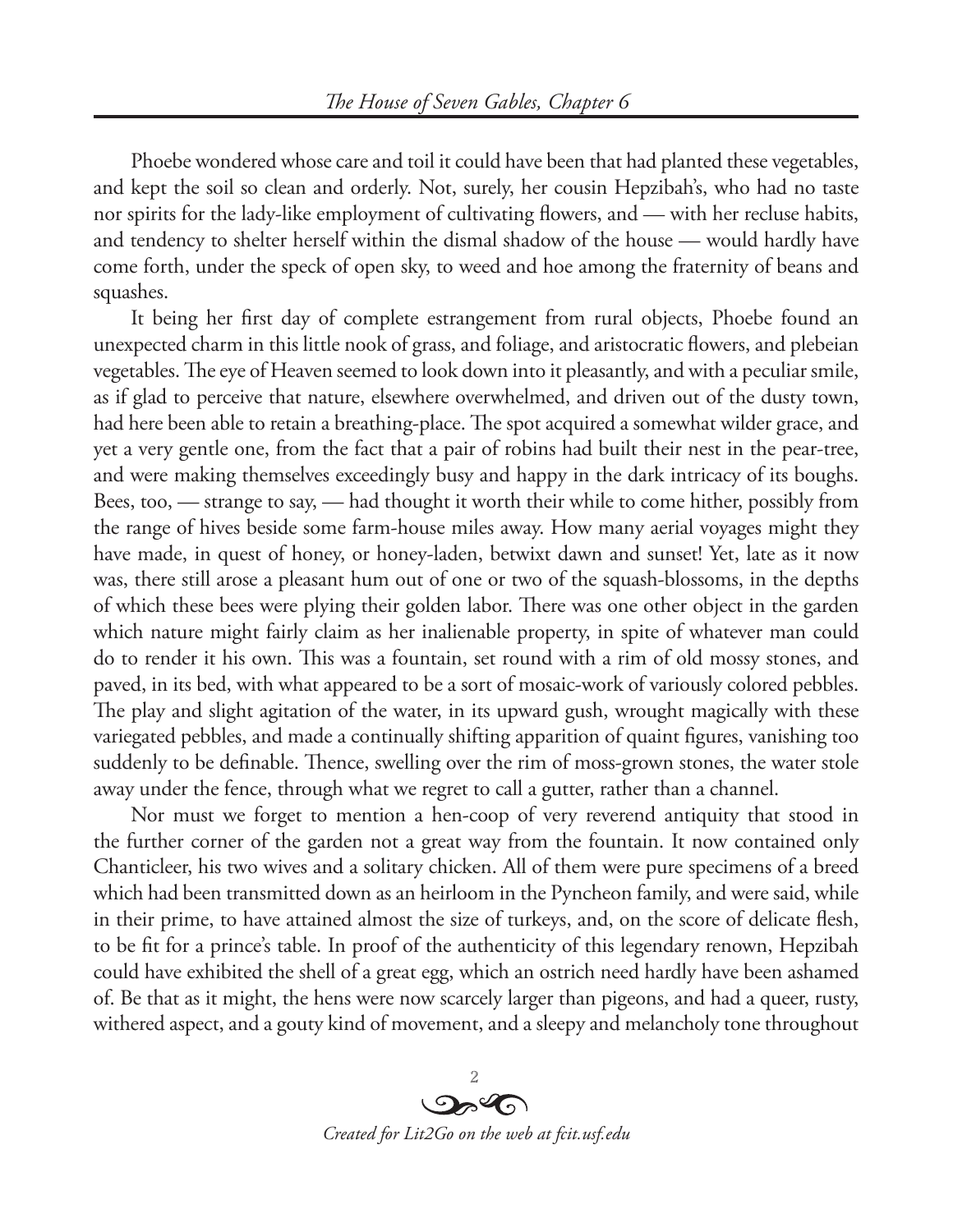Phoebe wondered whose care and toil it could have been that had planted these vegetables, and kept the soil so clean and orderly. Not, surely, her cousin Hepzibah's, who had no taste nor spirits for the lady-like employment of cultivating flowers, and — with her recluse habits, and tendency to shelter herself within the dismal shadow of the house — would hardly have come forth, under the speck of open sky, to weed and hoe among the fraternity of beans and squashes.

It being her first day of complete estrangement from rural objects, Phoebe found an unexpected charm in this little nook of grass, and foliage, and aristocratic flowers, and plebeian vegetables. The eye of Heaven seemed to look down into it pleasantly, and with a peculiar smile, as if glad to perceive that nature, elsewhere overwhelmed, and driven out of the dusty town, had here been able to retain a breathing-place. The spot acquired a somewhat wilder grace, and yet a very gentle one, from the fact that a pair of robins had built their nest in the pear-tree, and were making themselves exceedingly busy and happy in the dark intricacy of its boughs. Bees, too, — strange to say, — had thought it worth their while to come hither, possibly from the range of hives beside some farm-house miles away. How many aerial voyages might they have made, in quest of honey, or honey-laden, betwixt dawn and sunset! Yet, late as it now was, there still arose a pleasant hum out of one or two of the squash-blossoms, in the depths of which these bees were plying their golden labor. There was one other object in the garden which nature might fairly claim as her inalienable property, in spite of whatever man could do to render it his own. This was a fountain, set round with a rim of old mossy stones, and paved, in its bed, with what appeared to be a sort of mosaic-work of variously colored pebbles. The play and slight agitation of the water, in its upward gush, wrought magically with these variegated pebbles, and made a continually shifting apparition of quaint figures, vanishing too suddenly to be definable. Thence, swelling over the rim of moss-grown stones, the water stole away under the fence, through what we regret to call a gutter, rather than a channel.

Nor must we forget to mention a hen-coop of very reverend antiquity that stood in the further corner of the garden not a great way from the fountain. It now contained only Chanticleer, his two wives and a solitary chicken. All of them were pure specimens of a breed which had been transmitted down as an heirloom in the Pyncheon family, and were said, while in their prime, to have attained almost the size of turkeys, and, on the score of delicate flesh, to be fit for a prince's table. In proof of the authenticity of this legendary renown, Hepzibah could have exhibited the shell of a great egg, which an ostrich need hardly have been ashamed of. Be that as it might, the hens were now scarcely larger than pigeons, and had a queer, rusty, withered aspect, and a gouty kind of movement, and a sleepy and melancholy tone throughout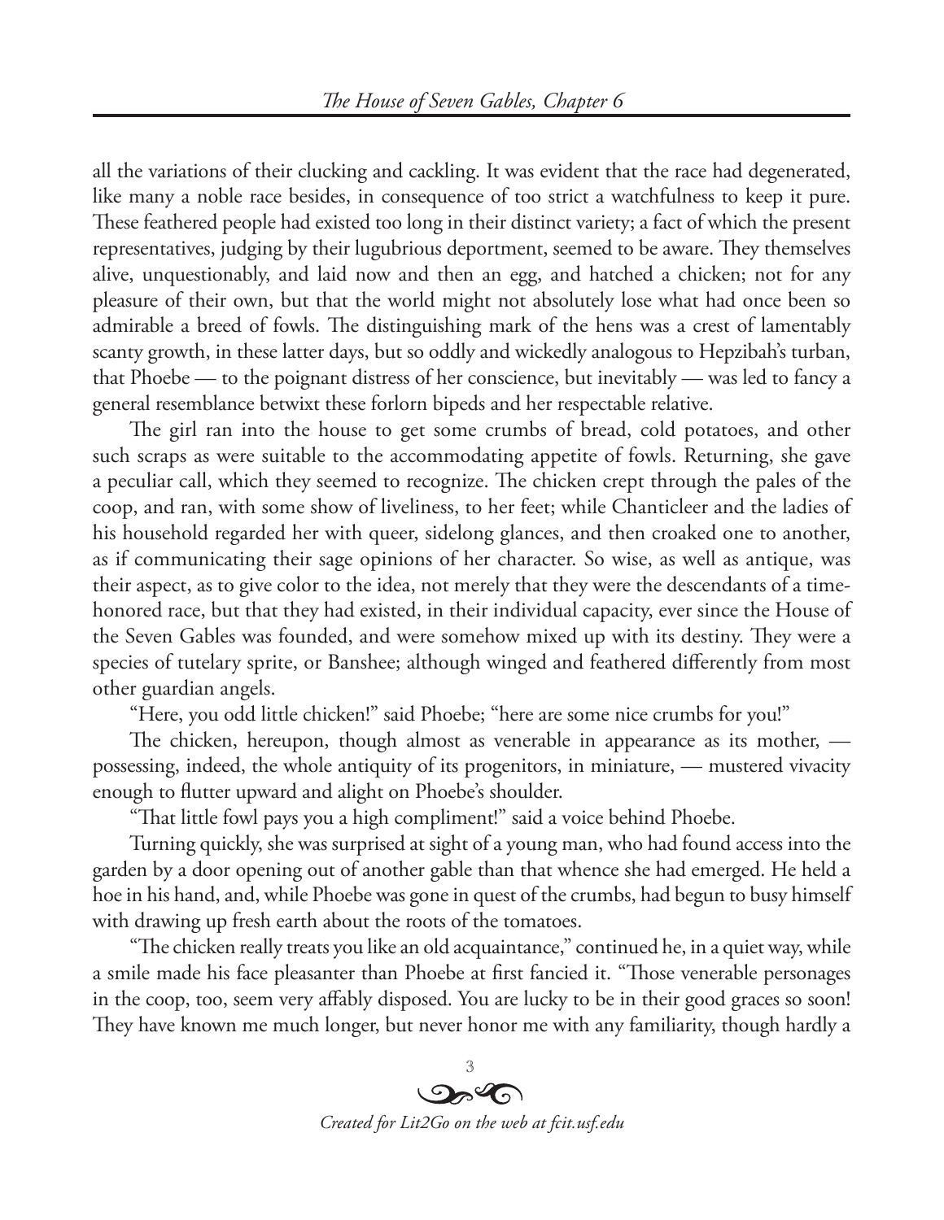all the variations of their clucking and cackling. It was evident that the race had degenerated, like many a noble race besides, in consequence of too strict a watchfulness to keep it pure. These feathered people had existed too long in their distinct variety; a fact of which the present representatives, judging by their lugubrious deportment, seemed to be aware. They themselves alive, unquestionably, and laid now and then an egg, and hatched a chicken; not for any pleasure of their own, but that the world might not absolutely lose what had once been so admirable a breed of fowls. The distinguishing mark of the hens was a crest of lamentably scanty growth, in these latter days, but so oddly and wickedly analogous to Hepzibah's turban, that Phoebe — to the poignant distress of her conscience, but inevitably — was led to fancy a general resemblance betwixt these forlorn bipeds and her respectable relative.

The girl ran into the house to get some crumbs of bread, cold potatoes, and other such scraps as were suitable to the accommodating appetite of fowls. Returning, she gave a peculiar call, which they seemed to recognize. The chicken crept through the pales of the coop, and ran, with some show of liveliness, to her feet; while Chanticleer and the ladies of his household regarded her with queer, sidelong glances, and then croaked one to another, as if communicating their sage opinions of her character. So wise, as well as antique, was their aspect, as to give color to the idea, not merely that they were the descendants of a time-honored race, but that they had existed, in their individual capacity, ever since the House of the Seven Gables was founded, and were somehow mixed up with its destiny. They were a species of tutelary sprite, or Banshee; although winged and feathered differently from most other guardian angels.

"Here, you odd little chicken!" said Phoebe; "here are some nice crumbs for you!"

The chicken, hereupon, though almost as venerable in appearance as its mother, — possessing, indeed, the whole antiquity of its progenitors, in miniature, — mustered vivacity enough to flutter upward and alight on Phoebe's shoulder.

"That little fowl pays you a high compliment!" said a voice behind Phoebe.

Turning quickly, she was surprised at sight of a young man, who had found access into the garden by a door opening out of another gable than that whence she had emerged. He held a hoe in his hand, and, while Phoebe was gone in quest of the crumbs, had begun to busy himself with drawing up fresh earth about the roots of the tomatoes.

"The chicken really treats you like an old acquaintance," continued he, in a quiet way, while a smile made his face pleasanter than Phoebe at first fancied it. "Those venerable personages in the coop, too, seem very affably disposed. You are lucky to be in their good graces so soon! They have known me much longer, but never honor me with any familiarity, though hardly a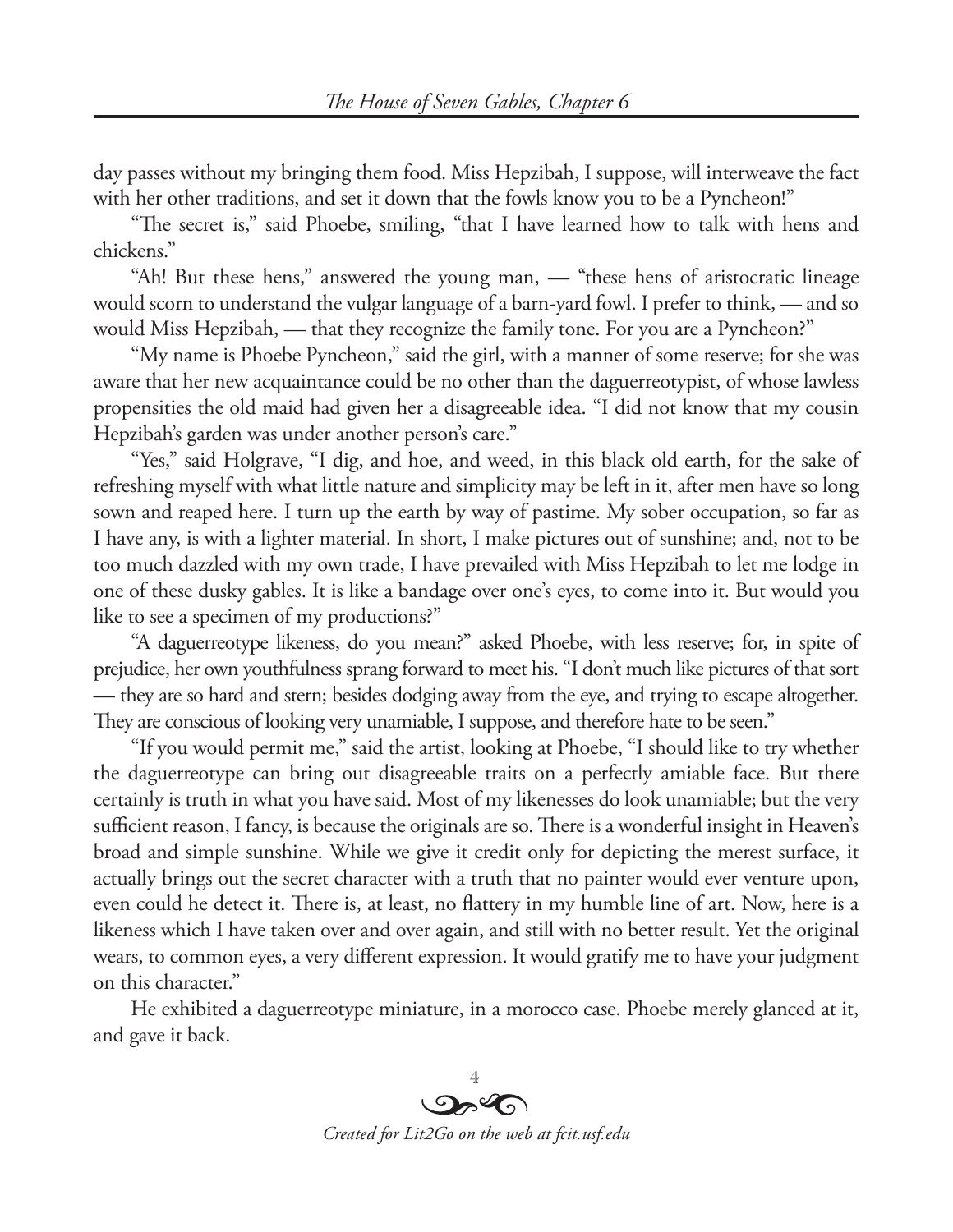day passes without my bringing them food. Miss Hepzibah, I suppose, will interweave the fact with her other traditions, and set it down that the fowls know you to be a Pyncheon!"

"The secret is," said Phoebe, smiling, "that I have learned how to talk with hens and chickens."

"Ah! But these hens," answered the young man, — "these hens of aristocratic lineage would scorn to understand the vulgar language of a barn-yard fowl. I prefer to think, — and so would Miss Hepzibah, — that they recognize the family tone. For you are a Pyncheon?"

"My name is Phoebe Pyncheon," said the girl, with a manner of some reserve; for she was aware that her new acquaintance could be no other than the daguerreotypist, of whose lawless propensities the old maid had given her a disagreeable idea. "I did not know that my cousin Hepzibah's garden was under another person's care."

"Yes," said Holgrave, "I dig, and hoe, and weed, in this black old earth, for the sake of refreshing myself with what little nature and simplicity may be left in it, after men have so long sown and reaped here. I turn up the earth by way of pastime. My sober occupation, so far as I have any, is with a lighter material. In short, I make pictures out of sunshine; and, not to be too much dazzled with my own trade, I have prevailed with Miss Hepzibah to let me lodge in one of these dusky gables. It is like a bandage over one's eyes, to come into it. But would you like to see a specimen of my productions?"

"A daguerreotype likeness, do you mean?" asked Phoebe, with less reserve; for, in spite of prejudice, her own youthfulness sprang forward to meet his. "I don't much like pictures of that sort — they are so hard and stern; besides dodging away from the eye, and trying to escape altogether. They are conscious of looking very unamiable, I suppose, and therefore hate to be seen."

"If you would permit me," said the artist, looking at Phoebe, "I should like to try whether the daguerreotype can bring out disagreeable traits on a perfectly amiable face. But there certainly is truth in what you have said. Most of my likenesses do look unamiable; but the very sufficient reason, I fancy, is because the originals are so. There is a wonderful insight in Heaven's broad and simple sunshine. While we give it credit only for depicting the merest surface, it actually brings out the secret character with a truth that no painter would ever venture upon, even could he detect it. There is, at least, no flattery in my humble line of art. Now, here is a likeness which I have taken over and over again, and still with no better result. Yet the original wears, to common eyes, a very different expression. It would gratify me to have your judgment on this character."

He exhibited a daguerreotype miniature, in a morocco case. Phoebe merely glanced at it, and gave it back.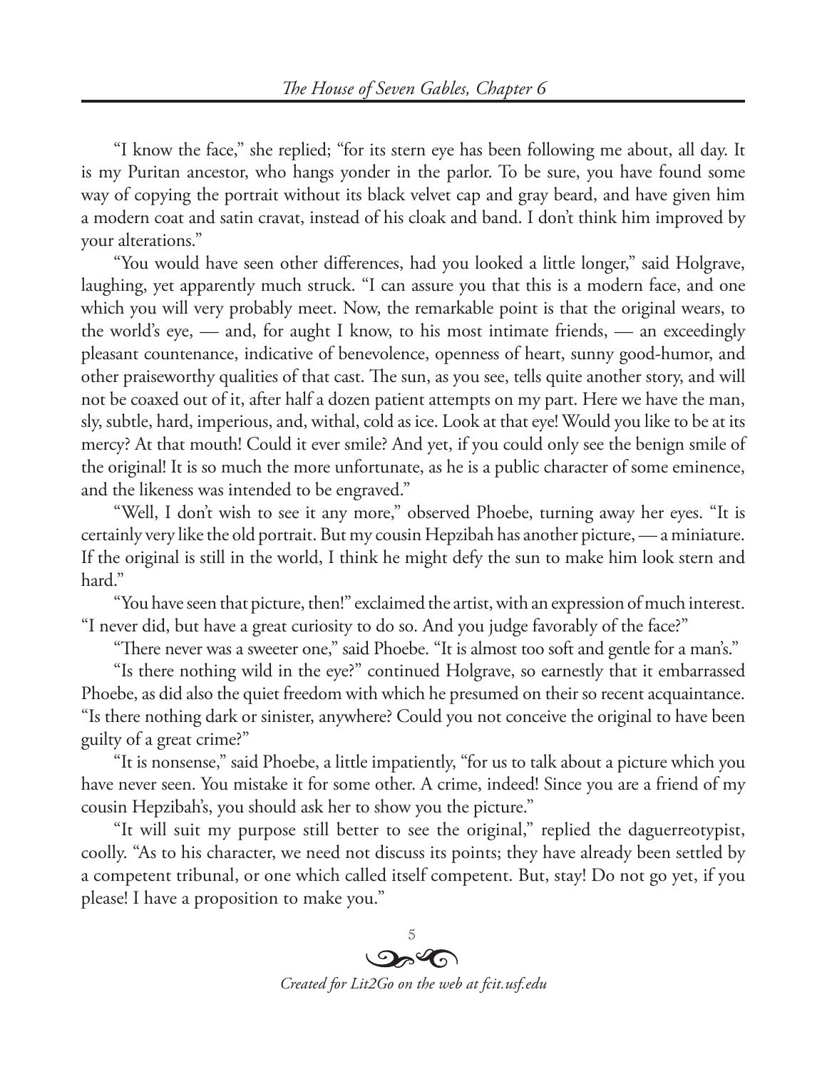"I know the face," she replied; "for its stern eye has been following me about, all day. It is my Puritan ancestor, who hangs yonder in the parlor. To be sure, you have found some way of copying the portrait without its black velvet cap and gray beard, and have given him a modern coat and satin cravat, instead of his cloak and band. I don't think him improved by your alterations."

"You would have seen other differences, had you looked a little longer," said Holgrave, laughing, yet apparently much struck. "I can assure you that this is a modern face, and one which you will very probably meet. Now, the remarkable point is that the original wears, to the world's eye, — and, for aught I know, to his most intimate friends, — an exceedingly pleasant countenance, indicative of benevolence, openness of heart, sunny good-humor, and other praiseworthy qualities of that cast. The sun, as you see, tells quite another story, and will not be coaxed out of it, after half a dozen patient attempts on my part. Here we have the man, sly, subtle, hard, imperious, and, withal, cold as ice. Look at that eye! Would you like to be at its mercy? At that mouth! Could it ever smile? And yet, if you could only see the benign smile of the original! It is so much the more unfortunate, as he is a public character of some eminence, and the likeness was intended to be engraved."

"Well, I don't wish to see it any more," observed Phoebe, turning away her eyes. "It is certainly very like the old portrait. But my cousin Hepzibah has another picture, — a miniature. If the original is still in the world, I think he might defy the sun to make him look stern and hard."

"You have seen that picture, then!" exclaimed the artist, with an expression of much interest. "I never did, but have a great curiosity to do so. And you judge favorably of the face?"

"There never was a sweeter one," said Phoebe. "It is almost too soft and gentle for a man's."

"Is there nothing wild in the eye?" continued Holgrave, so earnestly that it embarrassed Phoebe, as did also the quiet freedom with which he presumed on their so recent acquaintance. "Is there nothing dark or sinister, anywhere? Could you not conceive the original to have been guilty of a great crime?"

"It is nonsense," said Phoebe, a little impatiently, "for us to talk about a picture which you have never seen. You mistake it for some other. A crime, indeed! Since you are a friend of my cousin Hepzibah's, you should ask her to show you the picture."

"It will suit my purpose still better to see the original," replied the daguerreotypist, coolly. "As to his character, we need not discuss its points; they have already been settled by a competent tribunal, or one which called itself competent. But, stay! Do not go yet, if you please! I have a proposition to make you."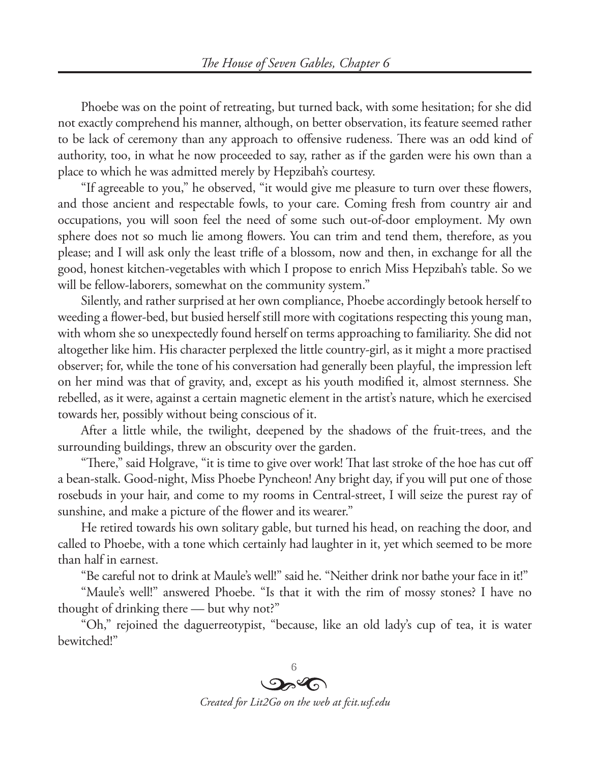Phoebe was on the point of retreating, but turned back, with some hesitation; for she did not exactly comprehend his manner, although, on better observation, its feature seemed rather to be lack of ceremony than any approach to offensive rudeness. There was an odd kind of authority, too, in what he now proceeded to say, rather as if the garden were his own than a place to which he was admitted merely by Hepzibah's courtesy.

"If agreeable to you," he observed, "it would give me pleasure to turn over these flowers, and those ancient and respectable fowls, to your care. Coming fresh from country air and occupations, you will soon feel the need of some such out-of-door employment. My own sphere does not so much lie among flowers. You can trim and tend them, therefore, as you please; and I will ask only the least trifle of a blossom, now and then, in exchange for all the good, honest kitchen-vegetables with which I propose to enrich Miss Hepzibah's table. So we will be fellow-laborers, somewhat on the community system."

Silently, and rather surprised at her own compliance, Phoebe accordingly betook herself to weeding a flower-bed, but busied herself still more with cogitations respecting this young man, with whom she so unexpectedly found herself on terms approaching to familiarity. She did not altogether like him. His character perplexed the little country-girl, as it might a more practised observer; for, while the tone of his conversation had generally been playful, the impression left on her mind was that of gravity, and, except as his youth modified it, almost sternness. She rebelled, as it were, against a certain magnetic element in the artist's nature, which he exercised towards her, possibly without being conscious of it.

After a little while, the twilight, deepened by the shadows of the fruit-trees, and the surrounding buildings, threw an obscurity over the garden.

"There," said Holgrave, "it is time to give over work! That last stroke of the hoe has cut off a bean-stalk. Good-night, Miss Phoebe Pyncheon! Any bright day, if you will put one of those rosebuds in your hair, and come to my rooms in Central-street, I will seize the purest ray of sunshine, and make a picture of the flower and its wearer."

He retired towards his own solitary gable, but turned his head, on reaching the door, and called to Phoebe, with a tone which certainly had laughter in it, yet which seemed to be more than half in earnest.

"Be careful not to drink at Maule's well!" said he. "Neither drink nor bathe your face in it!"

"Maule's well!" answered Phoebe. "Is that it with the rim of mossy stones? I have no thought of drinking there — but why not?"

"Oh," rejoined the daguerreotypist, "because, like an old lady's cup of tea, it is water bewitched!"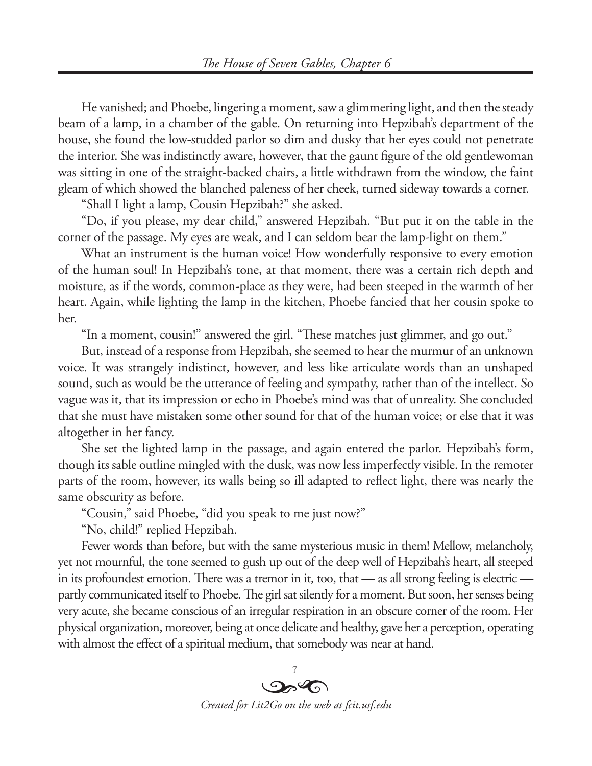He vanished; and Phoebe, lingering a moment, saw a glimmering light, and then the steady beam of a lamp, in a chamber of the gable. On returning into Hepzibah's department of the house, she found the low-studded parlor so dim and dusky that her eyes could not penetrate the interior. She was indistinctly aware, however, that the gaunt figure of the old gentlewoman was sitting in one of the straight-backed chairs, a little withdrawn from the window, the faint gleam of which showed the blanched paleness of her cheek, turned sideway towards a corner.

"Shall I light a lamp, Cousin Hepzibah?" she asked.

"Do, if you please, my dear child," answered Hepzibah. "But put it on the table in the corner of the passage. My eyes are weak, and I can seldom bear the lamp-light on them."

What an instrument is the human voice! How wonderfully responsive to every emotion of the human soul! In Hepzibah's tone, at that moment, there was a certain rich depth and moisture, as if the words, common-place as they were, had been steeped in the warmth of her heart. Again, while lighting the lamp in the kitchen, Phoebe fancied that her cousin spoke to her.

"In a moment, cousin!" answered the girl. "These matches just glimmer, and go out."

But, instead of a response from Hepzibah, she seemed to hear the murmur of an unknown voice. It was strangely indistinct, however, and less like articulate words than an unshaped sound, such as would be the utterance of feeling and sympathy, rather than of the intellect. So vague was it, that its impression or echo in Phoebe's mind was that of unreality. She concluded that she must have mistaken some other sound for that of the human voice; or else that it was altogether in her fancy.

She set the lighted lamp in the passage, and again entered the parlor. Hepzibah's form, though its sable outline mingled with the dusk, was now less imperfectly visible. In the remoter parts of the room, however, its walls being so ill adapted to reflect light, there was nearly the same obscurity as before.

"Cousin," said Phoebe, "did you speak to me just now?"

"No, child!" replied Hepzibah.

Fewer words than before, but with the same mysterious music in them! Mellow, melancholy, yet not mournful, the tone seemed to gush up out of the deep well of Hepzibah's heart, all steeped in its profoundest emotion. There was a tremor in it, too, that — as all strong feeling is electric — partly communicated itself to Phoebe. The girl sat silently for a moment. But soon, her senses being very acute, she became conscious of an irregular respiration in an obscure corner of the room. Her physical organization, moreover, being at once delicate and healthy, gave her a perception, operating with almost the effect of a spiritual medium, that somebody was near at hand.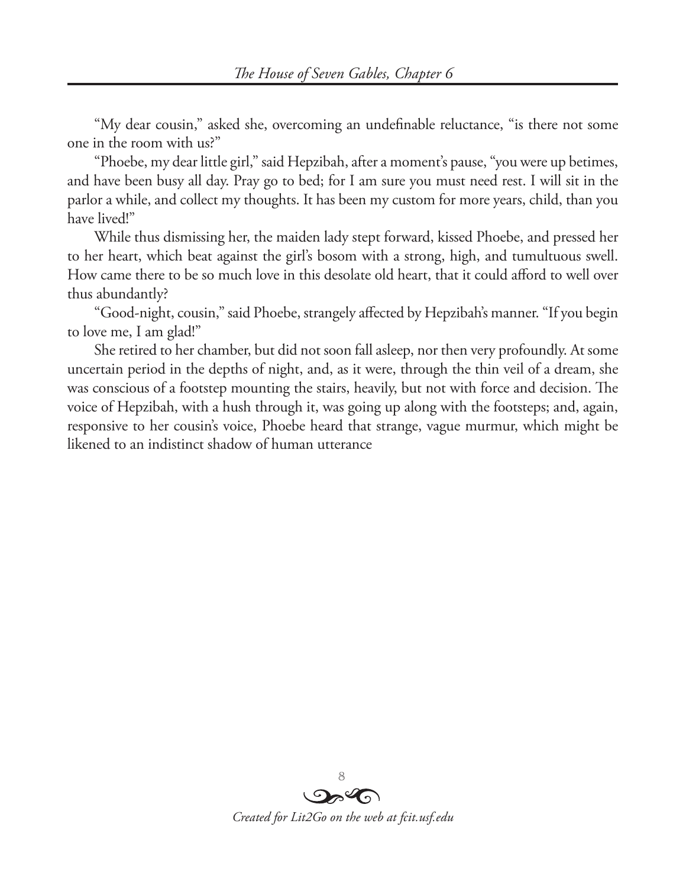"My dear cousin," asked she, overcoming an undefinable reluctance, "is there not some one in the room with us?"

"Phoebe, my dear little girl," said Hepzibah, after a moment's pause, "you were up betimes, and have been busy all day. Pray go to bed; for I am sure you must need rest. I will sit in the parlor a while, and collect my thoughts. It has been my custom for more years, child, than you have lived!"

While thus dismissing her, the maiden lady stept forward, kissed Phoebe, and pressed her to her heart, which beat against the girl's bosom with a strong, high, and tumultuous swell. How came there to be so much love in this desolate old heart, that it could afford to well over thus abundantly?

"Good-night, cousin," said Phoebe, strangely affected by Hepzibah's manner. "If you begin to love me, I am glad!"

She retired to her chamber, but did not soon fall asleep, nor then very profoundly. At some uncertain period in the depths of night, and, as it were, through the thin veil of a dream, she was conscious of a footstep mounting the stairs, heavily, but not with force and decision. The voice of Hepzibah, with a hush through it, was going up along with the footsteps; and, again, responsive to her cousin's voice, Phoebe heard that strange, vague murmur, which might be likened to an indistinct shadow of human utterance